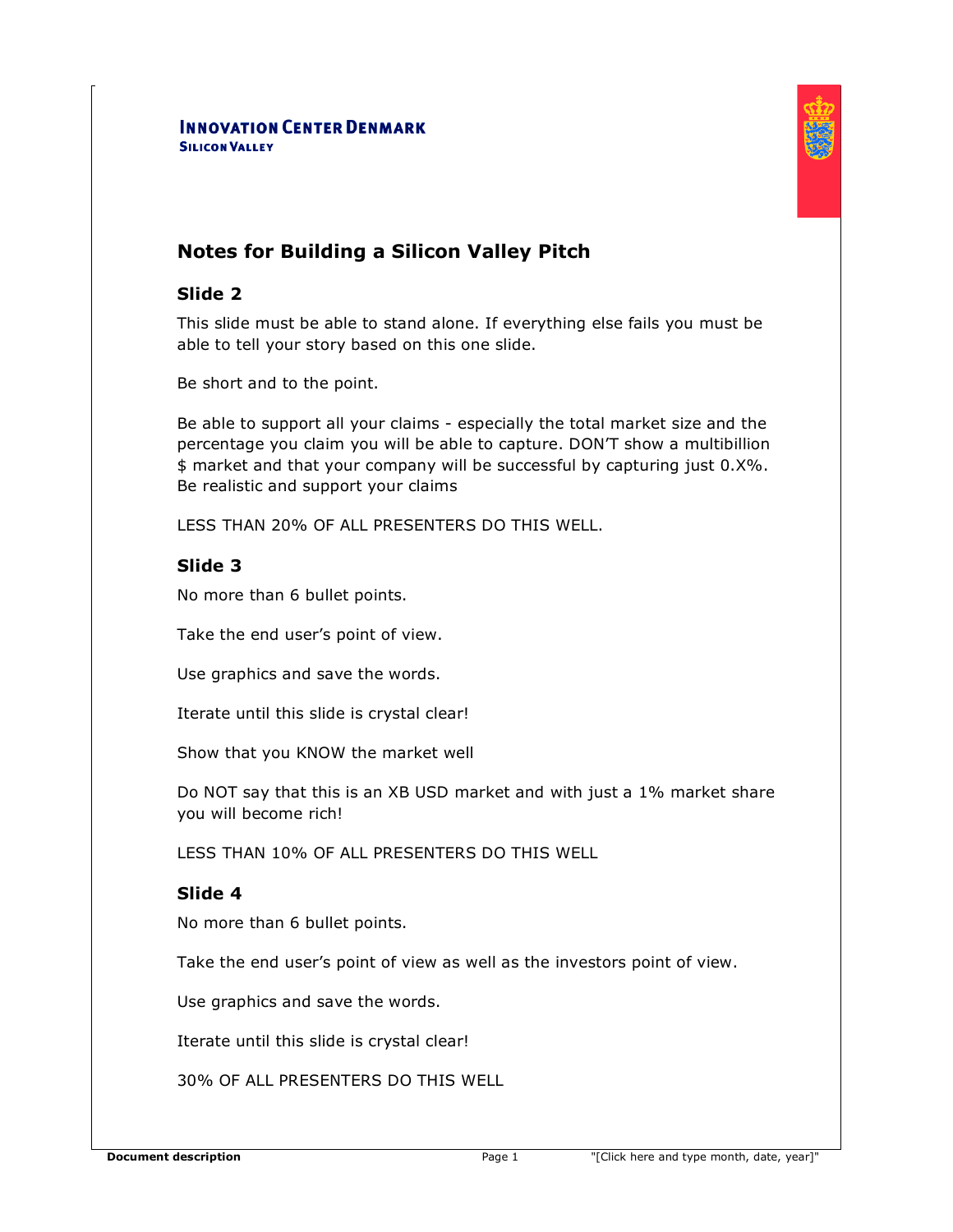**INNOVATION CENTER DENMARK**
**SILICON VALLEY**

## Notes for Building a Silicon Valley Pitch

### Slide 2

This slide must be able to stand alone. If everything else fails you must be able to tell your story based on this one slide.

Be short and to the point.

Be able to support all your claims - especially the total market size and the percentage you claim you will be able to capture. DON'T show a multibillion $ market and that your company will be successful by capturing just 0.X%. Be realistic and support your claims

LESS THAN 20% OF ALL PRESENTERS DO THIS WELL.

### Slide 3

No more than 6 bullet points.

Take the end user's point of view.

Use graphics and save the words.

Iterate until this slide is crystal clear!

Show that you KNOW the market well

Do NOT say that this is an XB USD market and with just a 1% market share you will become rich!

LESS THAN 10% OF ALL PRESENTERS DO THIS WELL

### Slide 4

No more than 6 bullet points.

Take the end user's point of view as well as the investors point of view.

Use graphics and save the words.

Iterate until this slide is crystal clear!

30% OF ALL PRESENTERS DO THIS WELL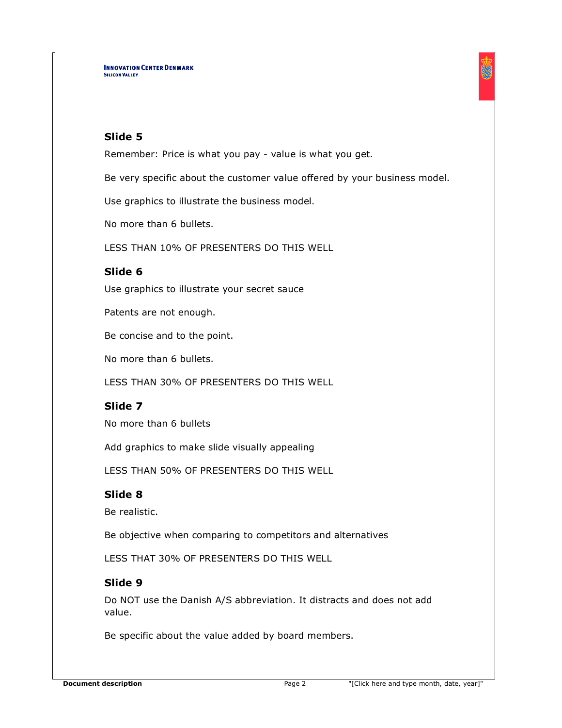## Slide 5

Remember: Price is what you pay - value is what you get.

Be very specific about the customer value offered by your business model.

Use graphics to illustrate the business model.

No more than 6 bullets.

LESS THAN 10% OF PRESENTERS DO THIS WELL

## Slide 6

Use graphics to illustrate your secret sauce

Patents are not enough.

Be concise and to the point.

No more than 6 bullets.

LESS THAN 30% OF PRESENTERS DO THIS WELL

## Slide 7

No more than 6 bullets

Add graphics to make slide visually appealing

LESS THAN 50% OF PRESENTERS DO THIS WELL

## Slide 8

Be realistic.

Be objective when comparing to competitors and alternatives

LESS THAT 30% OF PRESENTERS DO THIS WELL

## Slide 9

Do NOT use the Danish A/S abbreviation. It distracts and does not add value.

Be specific about the value added by board members.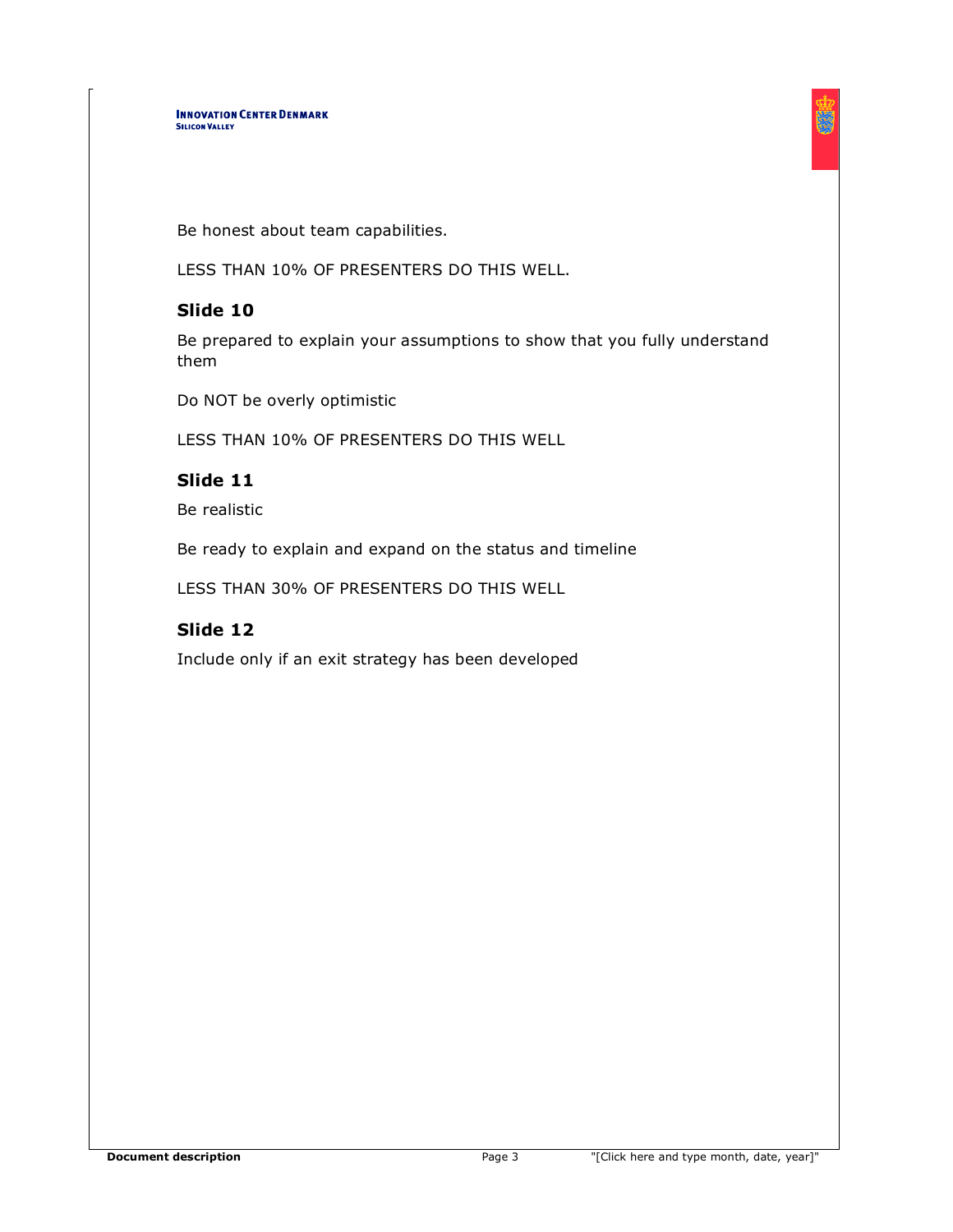Be honest about team capabilities.

LESS THAN 10% OF PRESENTERS DO THIS WELL.

### Slide 10

Be prepared to explain your assumptions to show that you fully understand them

Do NOT be overly optimistic

LESS THAN 10% OF PRESENTERS DO THIS WELL

### Slide 11

Be realistic

Be ready to explain and expand on the status and timeline

LESS THAN 30% OF PRESENTERS DO THIS WELL

### Slide 12

Include only if an exit strategy has been developed